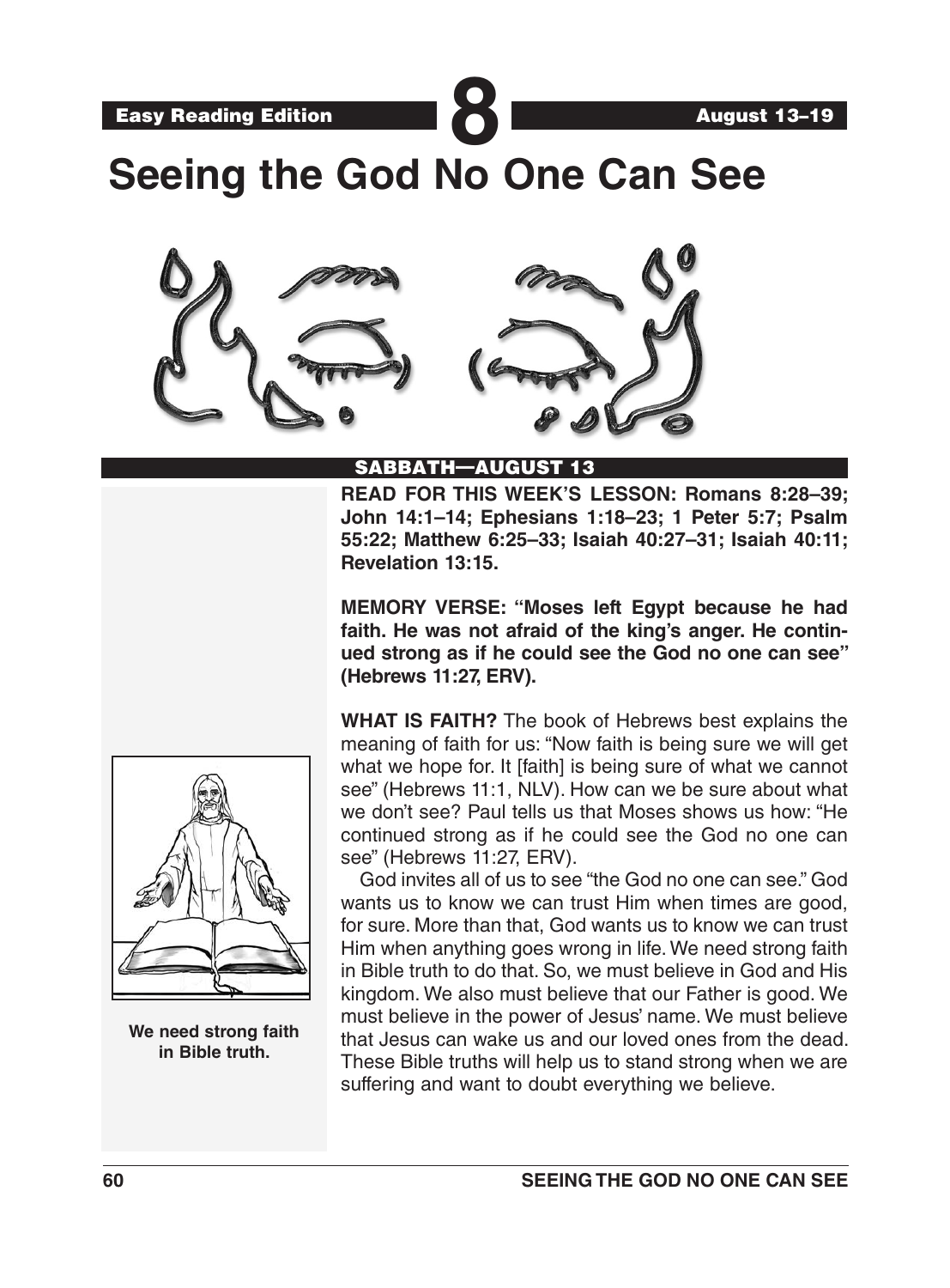Easy Reading Edition **8** August 13–19

# Seeing the God No One Can See

## SABBATH—AUGUST 13

**READ FOR THIS WEEK'S LESSON: Romans 8:28–39; John 14:1–14; Ephesians 1:18–23; 1 Peter 5:7; Psalm 55:22; Matthew 6:25–33; Isaiah 40:27–31; Isaiah 40:11; Revelation 13:15.**

**MEMORY VERSE: "Moses left Egypt because he had faith. He was not afraid of the king's anger. He continued strong as if he could see the God no one can see" (Hebrews 11:27, ERV).**

**WHAT IS FAITH?** The book of Hebrews best explains the meaning of faith for us: "Now faith is being sure we will get what we hope for. It [faith] is being sure of what we cannot see" (Hebrews 11:1, NLV). How can we be sure about what we don't see? Paul tells us that Moses shows us how: "He continued strong as if he could see the God no one can see" (Hebrews 11:27, ERV).

God invites all of us to see "the God no one can see." God wants us to know we can trust Him when times are good, for sure. More than that, God wants us to know we can trust Him when anything goes wrong in life. We need strong faith in Bible truth to do that. So, we must believe in God and His kingdom. We also must believe that our Father is good. We must believe in the power of Jesus' name. We must believe that Jesus can wake us and our loved ones from the dead. These Bible truths will help us to stand strong when we are suffering and want to doubt everything we believe.

We need strong faith in Bible truth.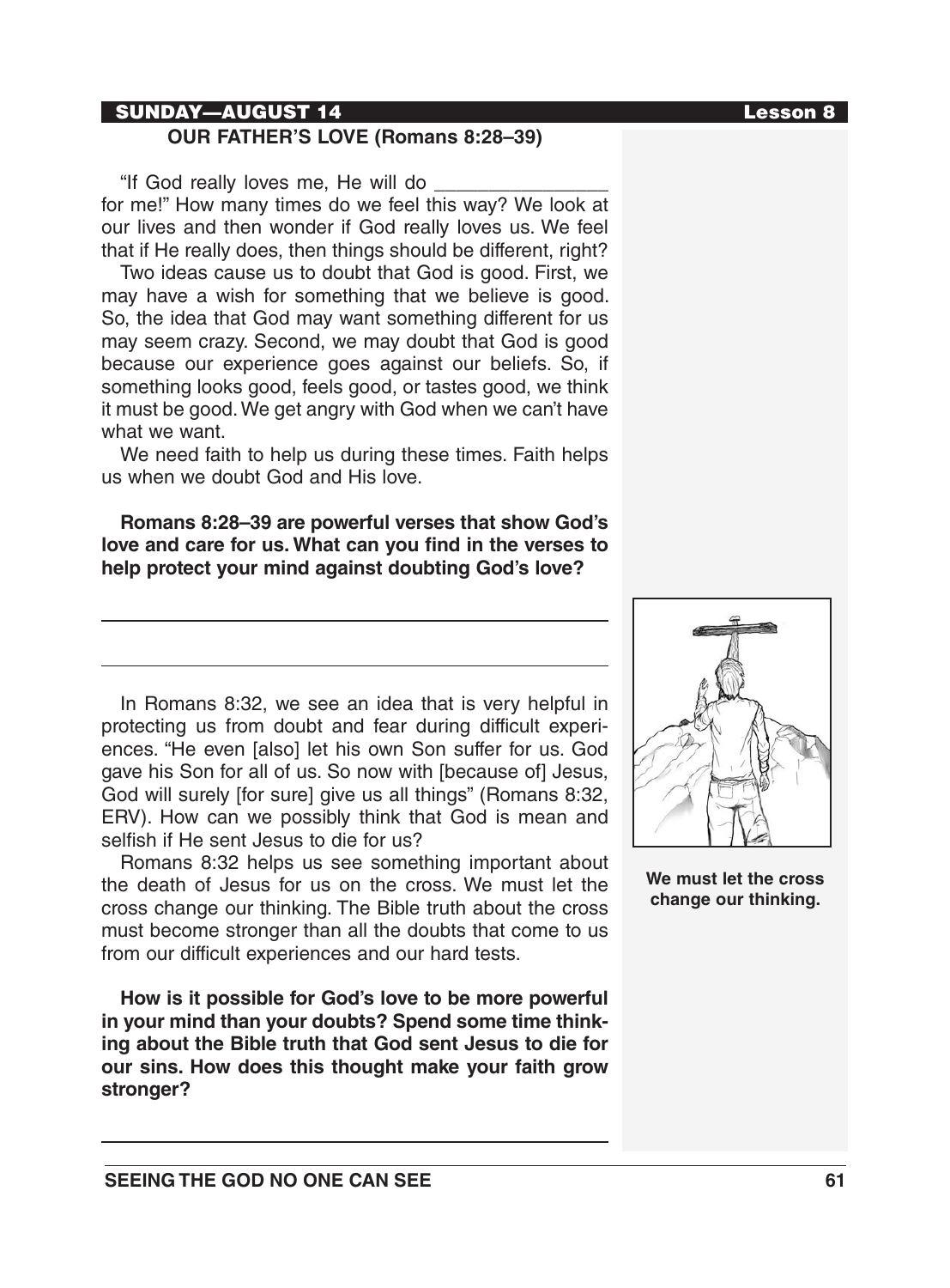## SUNDAY—AUGUST 14

### OUR FATHER'S LOVE (Romans 8:28–39)

"If God really loves me, He will do ________________ for me!" How many times do we feel this way? We look at our lives and then wonder if God really loves us. We feel that if He really does, then things should be different, right?

Two ideas cause us to doubt that God is good. First, we may have a wish for something that we believe is good. So, the idea that God may want something different for us may seem crazy. Second, we may doubt that God is good because our experience goes against our beliefs. So, if something looks good, feels good, or tastes good, we think it must be good. We get angry with God when we can't have what we want.

We need faith to help us during these times. Faith helps us when we doubt God and His love.

**Romans 8:28–39 are powerful verses that show God's love and care for us. What can you find in the verses to help protect your mind against doubting God's love?**

_______________________________________________

_______________________________________________

In Romans 8:32, we see an idea that is very helpful in protecting us from doubt and fear during difficult experiences. "He even [also] let his own Son suffer for us. God gave his Son for all of us. So now with [because of] Jesus, God will surely [for sure] give us all things" (Romans 8:32, ERV). How can we possibly think that God is mean and selfish if He sent Jesus to die for us?

Romans 8:32 helps us see something important about the death of Jesus for us on the cross. We must let the cross change our thinking. The Bible truth about the cross must become stronger than all the doubts that come to us from our difficult experiences and our hard tests.

We must let the cross change our thinking.

**How is it possible for God's love to be more powerful in your mind than your doubts? Spend some time thinking about the Bible truth that God sent Jesus to die for our sins. How does this thought make your faith grow stronger?**

_______________________________________________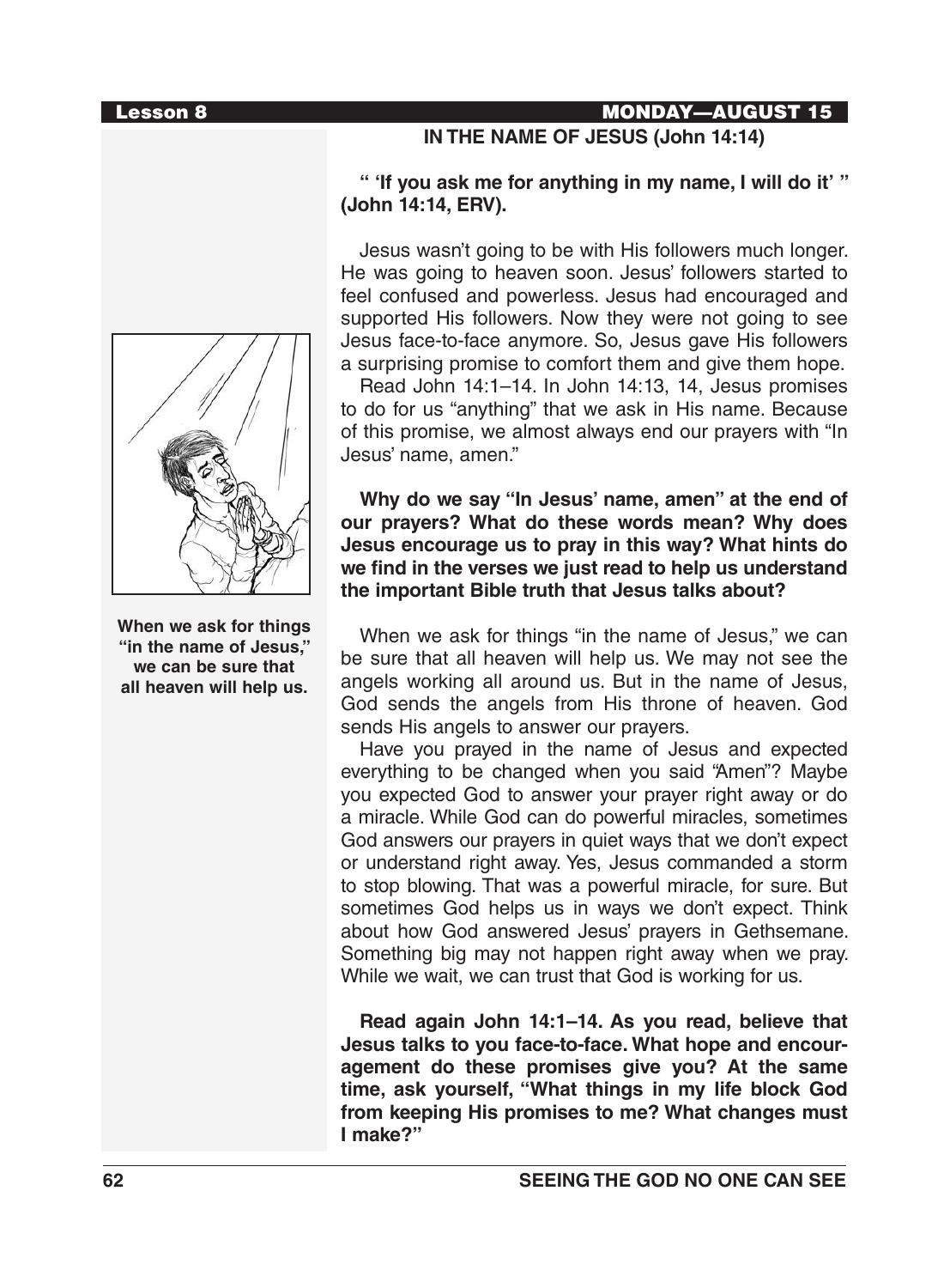**Lesson 8** **MONDAY—AUGUST 15**

## IN THE NAME OF JESUS (John 14:14)

**" 'If you ask me for anything in my name, I will do it' " (John 14:14, ERV).**

Jesus wasn't going to be with His followers much longer. He was going to heaven soon. Jesus' followers started to feel confused and powerless. Jesus had encouraged and supported His followers. Now they were not going to see Jesus face-to-face anymore. So, Jesus gave His followers a surprising promise to comfort them and give them hope.

Read John 14:1–14. In John 14:13, 14, Jesus promises to do for us "anything" that we ask in His name. Because of this promise, we almost always end our prayers with "In Jesus' name, amen."

**Why do we say "In Jesus' name, amen" at the end of our prayers? What do these words mean? Why does Jesus encourage us to pray in this way? What hints do we find in the verses we just read to help us understand the important Bible truth that Jesus talks about?**

When we ask for things "in the name of Jesus," we can be sure that all heaven will help us.

When we ask for things "in the name of Jesus," we can be sure that all heaven will help us. We may not see the angels working all around us. But in the name of Jesus, God sends the angels from His throne of heaven. God sends His angels to answer our prayers.

Have you prayed in the name of Jesus and expected everything to be changed when you said "Amen"? Maybe you expected God to answer your prayer right away or do a miracle. While God can do powerful miracles, sometimes God answers our prayers in quiet ways that we don't expect or understand right away. Yes, Jesus commanded a storm to stop blowing. That was a powerful miracle, for sure. But sometimes God helps us in ways we don't expect. Think about how God answered Jesus' prayers in Gethsemane. Something big may not happen right away when we pray. While we wait, we can trust that God is working for us.

**Read again John 14:1–14. As you read, believe that Jesus talks to you face-to-face. What hope and encouragement do these promises give you? At the same time, ask yourself, "What things in my life block God from keeping His promises to me? What changes must I make?"**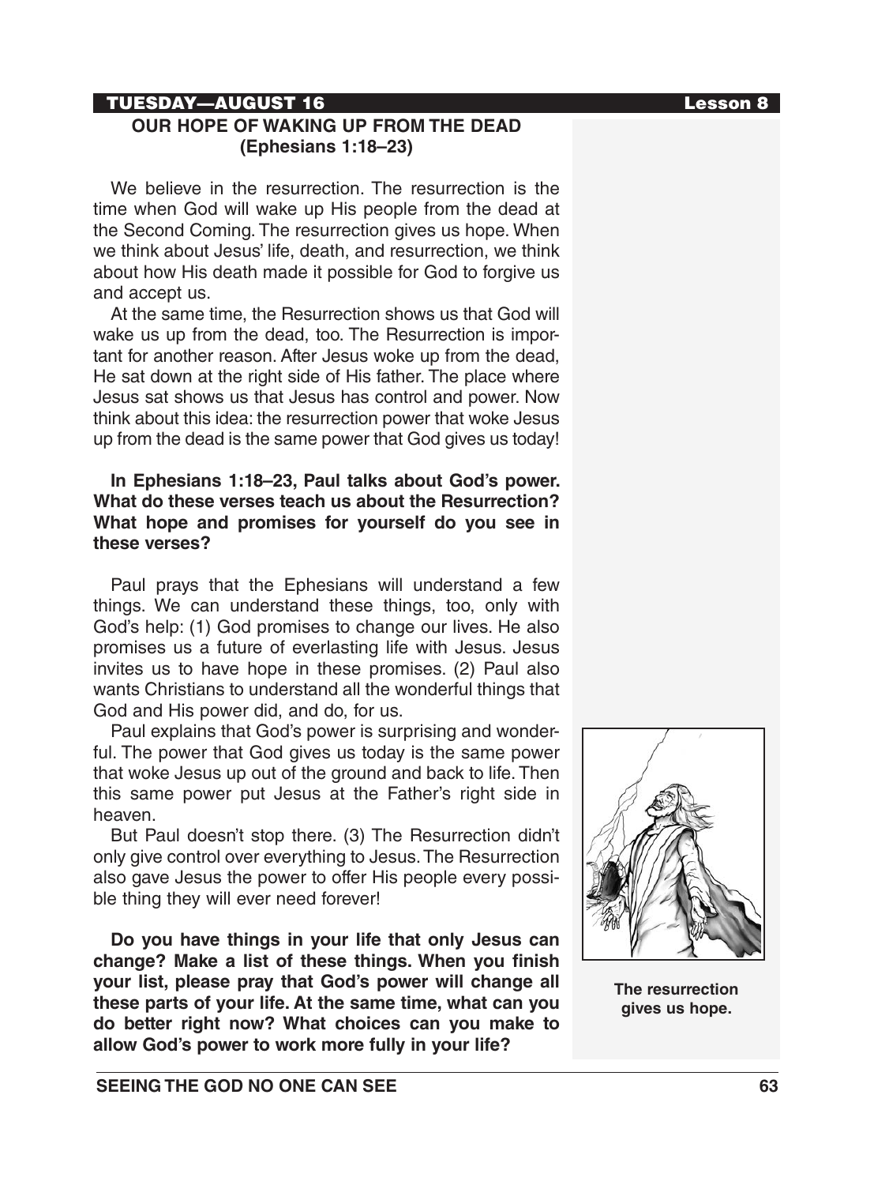TUESDAY—AUGUST 16 Lesson 8

## OUR HOPE OF WAKING UP FROM THE DEAD (Ephesians 1:18–23)

We believe in the resurrection. The resurrection is the time when God will wake up His people from the dead at the Second Coming. The resurrection gives us hope. When we think about Jesus' life, death, and resurrection, we think about how His death made it possible for God to forgive us and accept us.

At the same time, the Resurrection shows us that God will wake us up from the dead, too. The Resurrection is important for another reason. After Jesus woke up from the dead, He sat down at the right side of His father. The place where Jesus sat shows us that Jesus has control and power. Now think about this idea: the resurrection power that woke Jesus up from the dead is the same power that God gives us today!

**In Ephesians 1:18–23, Paul talks about God's power. What do these verses teach us about the Resurrection? What hope and promises for yourself do you see in these verses?**

Paul prays that the Ephesians will understand a few things. We can understand these things, too, only with God's help: (1) God promises to change our lives. He also promises us a future of everlasting life with Jesus. Jesus invites us to have hope in these promises. (2) Paul also wants Christians to understand all the wonderful things that God and His power did, and do, for us.

Paul explains that God's power is surprising and wonderful. The power that God gives us today is the same power that woke Jesus up out of the ground and back to life. Then this same power put Jesus at the Father's right side in heaven.

But Paul doesn't stop there. (3) The Resurrection didn't only give control over everything to Jesus. The Resurrection also gave Jesus the power to offer His people every possible thing they will ever need forever!

**Do you have things in your life that only Jesus can change? Make a list of these things. When you finish your list, please pray that God's power will change all these parts of your life. At the same time, what can you do better right now? What choices can you make to allow God's power to work more fully in your life?**

**The resurrection gives us hope.**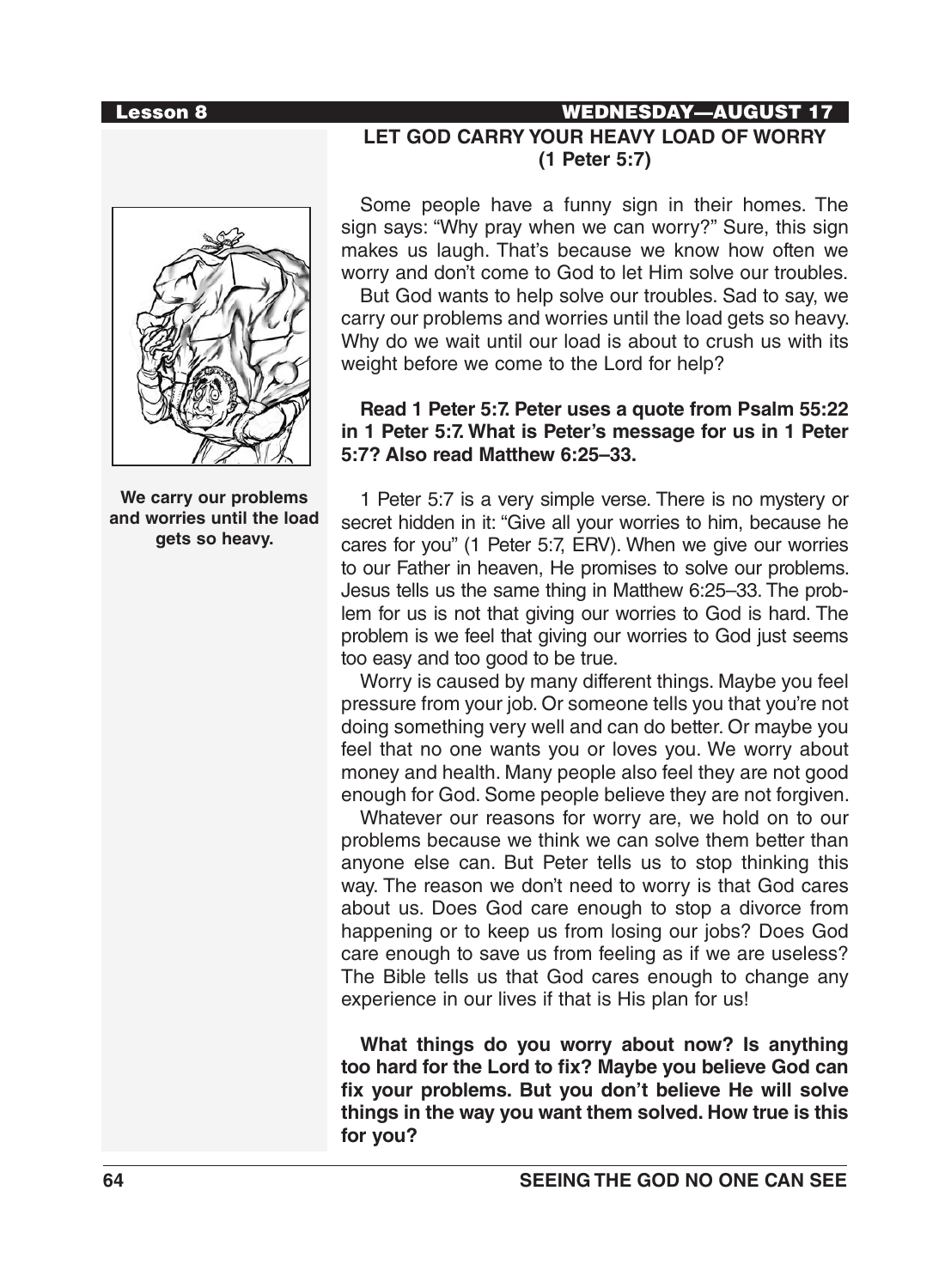## LET GOD CARRY YOUR HEAVY LOAD OF WORRY (1 Peter 5:7)

We carry our problems and worries until the load gets so heavy.

Some people have a funny sign in their homes. The sign says: "Why pray when we can worry?" Sure, this sign makes us laugh. That's because we know how often we worry and don't come to God to let Him solve our troubles.

But God wants to help solve our troubles. Sad to say, we carry our problems and worries until the load gets so heavy. Why do we wait until our load is about to crush us with its weight before we come to the Lord for help?

**Read 1 Peter 5:7. Peter uses a quote from Psalm 55:22 in 1 Peter 5:7. What is Peter's message for us in 1 Peter 5:7? Also read Matthew 6:25–33.**

1 Peter 5:7 is a very simple verse. There is no mystery or secret hidden in it: "Give all your worries to him, because he cares for you" (1 Peter 5:7, ERV). When we give our worries to our Father in heaven, He promises to solve our problems. Jesus tells us the same thing in Matthew 6:25–33. The problem for us is not that giving our worries to God is hard. The problem is we feel that giving our worries to God just seems too easy and too good to be true.

Worry is caused by many different things. Maybe you feel pressure from your job. Or someone tells you that you're not doing something very well and can do better. Or maybe you feel that no one wants you or loves you. We worry about money and health. Many people also feel they are not good enough for God. Some people believe they are not forgiven.

Whatever our reasons for worry are, we hold on to our problems because we think we can solve them better than anyone else can. But Peter tells us to stop thinking this way. The reason we don't need to worry is that God cares about us. Does God care enough to stop a divorce from happening or to keep us from losing our jobs? Does God care enough to save us from feeling as if we are useless? The Bible tells us that God cares enough to change any experience in our lives if that is His plan for us!

**What things do you worry about now? Is anything too hard for the Lord to fix? Maybe you believe God can fix your problems. But you don't believe He will solve things in the way you want them solved. How true is this for you?**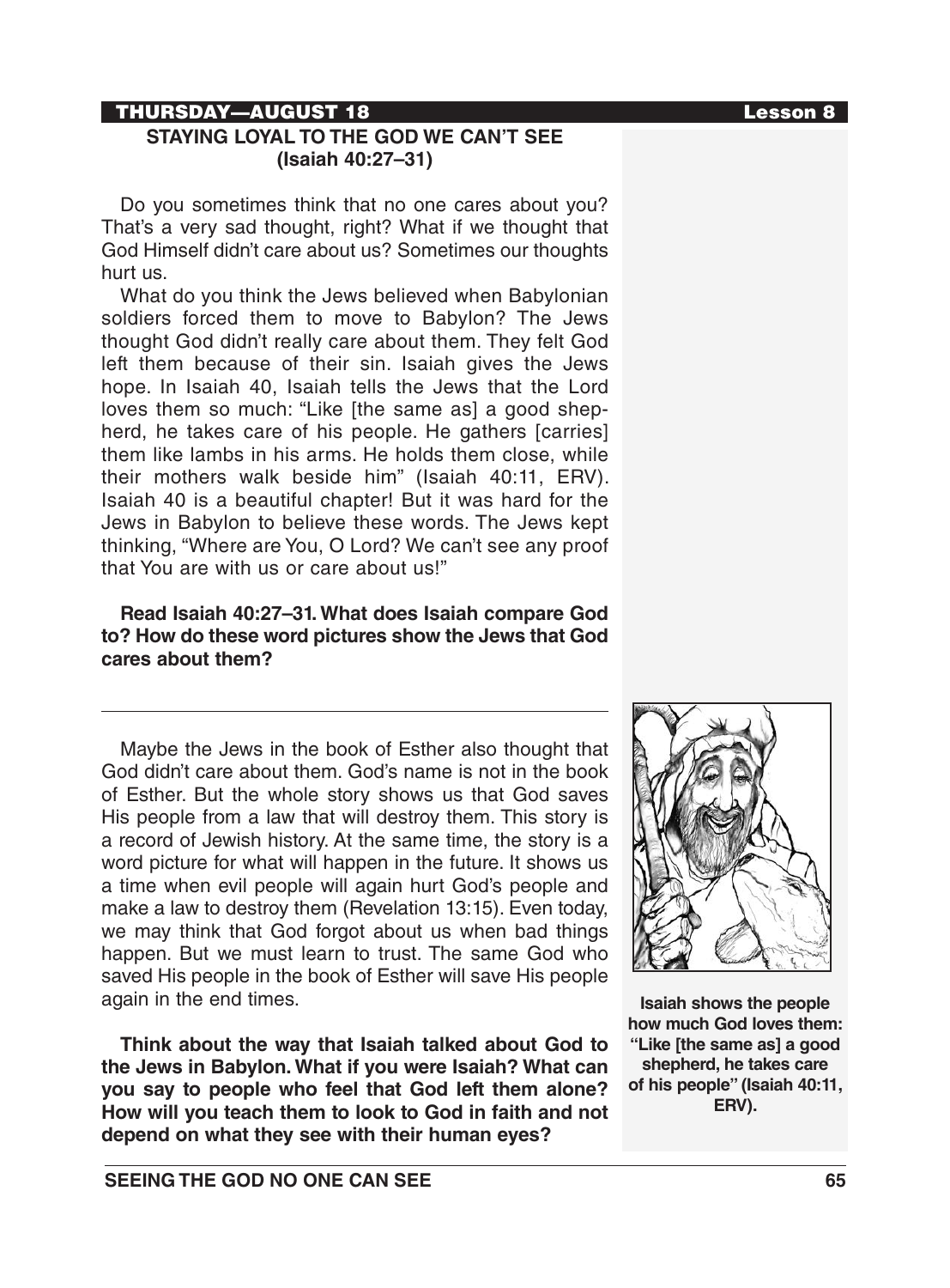**THURSDAY—AUGUST 18**

## STAYING LOYAL TO THE GOD WE CAN'T SEE (Isaiah 40:27–31)

Do you sometimes think that no one cares about you? That's a very sad thought, right? What if we thought that God Himself didn't care about us? Sometimes our thoughts hurt us.

What do you think the Jews believed when Babylonian soldiers forced them to move to Babylon? The Jews thought God didn't really care about them. They felt God left them because of their sin. Isaiah gives the Jews hope. In Isaiah 40, Isaiah tells the Jews that the Lord loves them so much: "Like [the same as] a good shepherd, he takes care of his people. He gathers [carries] them like lambs in his arms. He holds them close, while their mothers walk beside him" (Isaiah 40:11, ERV). Isaiah 40 is a beautiful chapter! But it was hard for the Jews in Babylon to believe these words. The Jews kept thinking, "Where are You, O Lord? We can't see any proof that You are with us or care about us!"

**Read Isaiah 40:27–31. What does Isaiah compare God to? How do these word pictures show the Jews that God cares about them?**

---

Maybe the Jews in the book of Esther also thought that God didn't care about them. God's name is not in the book of Esther. But the whole story shows us that God saves His people from a law that will destroy them. This story is a record of Jewish history. At the same time, the story is a word picture for what will happen in the future. It shows us a time when evil people will again hurt God's people and make a law to destroy them (Revelation 13:15). Even today, we may think that God forgot about us when bad things happen. But we must learn to trust. The same God who saved His people in the book of Esther will save His people again in the end times.

**Think about the way that Isaiah talked about God to the Jews in Babylon. What if you were Isaiah? What can you say to people who feel that God left them alone? How will you teach them to look to God in faith and not depend on what they see with their human eyes?**

**Isaiah shows the people how much God loves them: "Like [the same as] a good shepherd, he takes care of his people" (Isaiah 40:11, ERV).**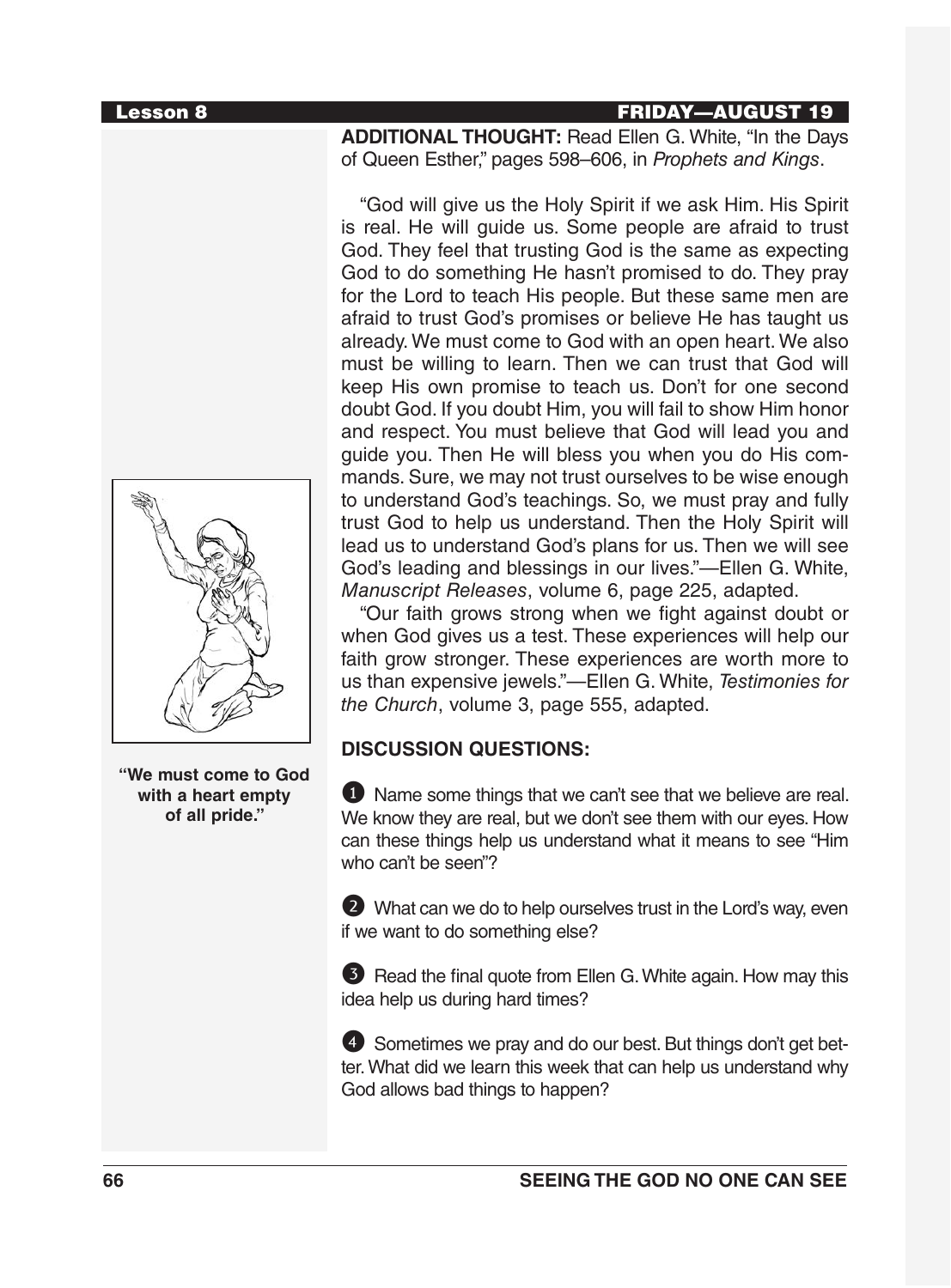**FRIDAY—AUGUST 19**

**ADDITIONAL THOUGHT:** Read Ellen G. White, "In the Days of Queen Esther," pages 598–606, in *Prophets and Kings*.

"God will give us the Holy Spirit if we ask Him. His Spirit is real. He will guide us. Some people are afraid to trust God. They feel that trusting God is the same as expecting God to do something He hasn't promised to do. They pray for the Lord to teach His people. But these same men are afraid to trust God's promises or believe He has taught us already. We must come to God with an open heart. We also must be willing to learn. Then we can trust that God will keep His own promise to teach us. Don't for one second doubt God. If you doubt Him, you will fail to show Him honor and respect. You must believe that God will lead you and guide you. Then He will bless you when you do His commands. Sure, we may not trust ourselves to be wise enough to understand God's teachings. So, we must pray and fully trust God to help us understand. Then the Holy Spirit will lead us to understand God's plans for us. Then we will see God's leading and blessings in our lives."—Ellen G. White, *Manuscript Releases*, volume 6, page 225, adapted.

"Our faith grows strong when we fight against doubt or when God gives us a test. These experiences will help our faith grow stronger. These experiences are worth more to us than expensive jewels."—Ellen G. White, *Testimonies for the Church*, volume 3, page 555, adapted.

**"We must come to God with a heart empty of all pride."**

**DISCUSSION QUESTIONS:**

1. Name some things that we can't see that we believe are real. We know they are real, but we don't see them with our eyes. How can these things help us understand what it means to see "Him who can't be seen"?

2. What can we do to help ourselves trust in the Lord's way, even if we want to do something else?

3. Read the final quote from Ellen G. White again. How may this idea help us during hard times?

4. Sometimes we pray and do our best. But things don't get better. What did we learn this week that can help us understand why God allows bad things to happen?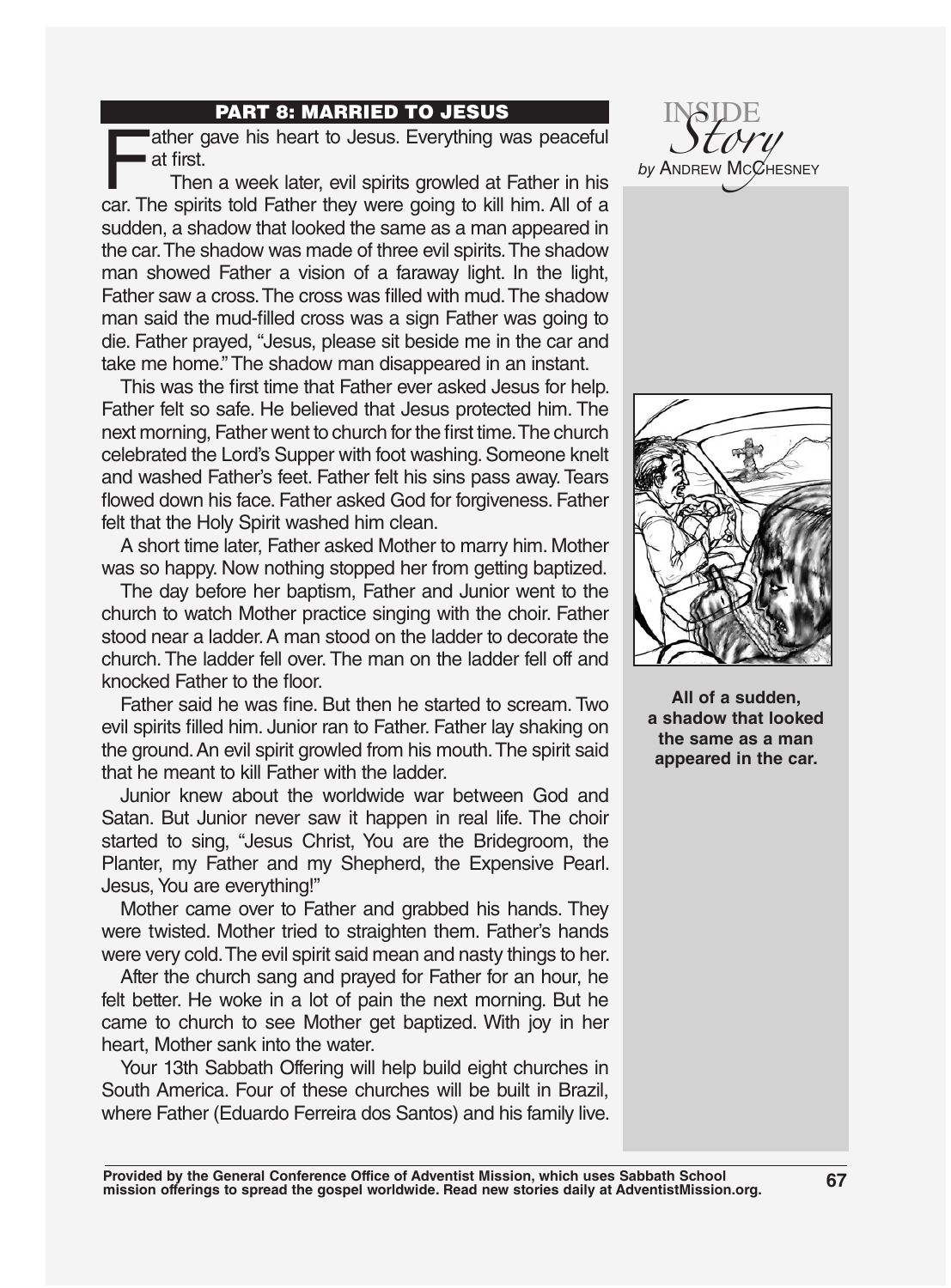## PART 8: MARRIED TO JESUS

INSIDE *Story* by ANDREW McCHESNEY

Father gave his heart to Jesus. Everything was peaceful at first.

Then a week later, evil spirits growled at Father in his car. The spirits told Father they were going to kill him. All of a sudden, a shadow that looked the same as a man appeared in the car. The shadow was made of three evil spirits. The shadow man showed Father a vision of a faraway light. In the light, Father saw a cross. The cross was filled with mud. The shadow man said the mud-filled cross was a sign Father was going to die. Father prayed, "Jesus, please sit beside me in the car and take me home." The shadow man disappeared in an instant.

This was the first time that Father ever asked Jesus for help. Father felt so safe. He believed that Jesus protected him. The next morning, Father went to church for the first time. The church celebrated the Lord's Supper with foot washing. Someone knelt and washed Father's feet. Father felt his sins pass away. Tears flowed down his face. Father asked God for forgiveness. Father felt that the Holy Spirit washed him clean.

A short time later, Father asked Mother to marry him. Mother was so happy. Now nothing stopped her from getting baptized.

The day before her baptism, Father and Junior went to the church to watch Mother practice singing with the choir. Father stood near a ladder. A man stood on the ladder to decorate the church. The ladder fell over. The man on the ladder fell off and knocked Father to the floor.

Father said he was fine. But then he started to scream. Two evil spirits filled him. Junior ran to Father. Father lay shaking on the ground. An evil spirit growled from his mouth. The spirit said that he meant to kill Father with the ladder.

Junior knew about the worldwide war between God and Satan. But Junior never saw it happen in real life. The choir started to sing, "Jesus Christ, You are the Bridegroom, the Planter, my Father and my Shepherd, the Expensive Pearl. Jesus, You are everything!"

Mother came over to Father and grabbed his hands. They were twisted. Mother tried to straighten them. Father's hands were very cold. The evil spirit said mean and nasty things to her.

After the church sang and prayed for Father for an hour, he felt better. He woke in a lot of pain the next morning. But he came to church to see Mother get baptized. With joy in her heart, Mother sank into the water.

Your 13th Sabbath Offering will help build eight churches in South America. Four of these churches will be built in Brazil, where Father (Eduardo Ferreira dos Santos) and his family live.

**All of a sudden, a shadow that looked the same as a man appeared in the car.**

**Provided by the General Conference Office of Adventist Mission, which uses Sabbath School mission offerings to spread the gospel worldwide. Read new stories daily at AdventistMission.org.**